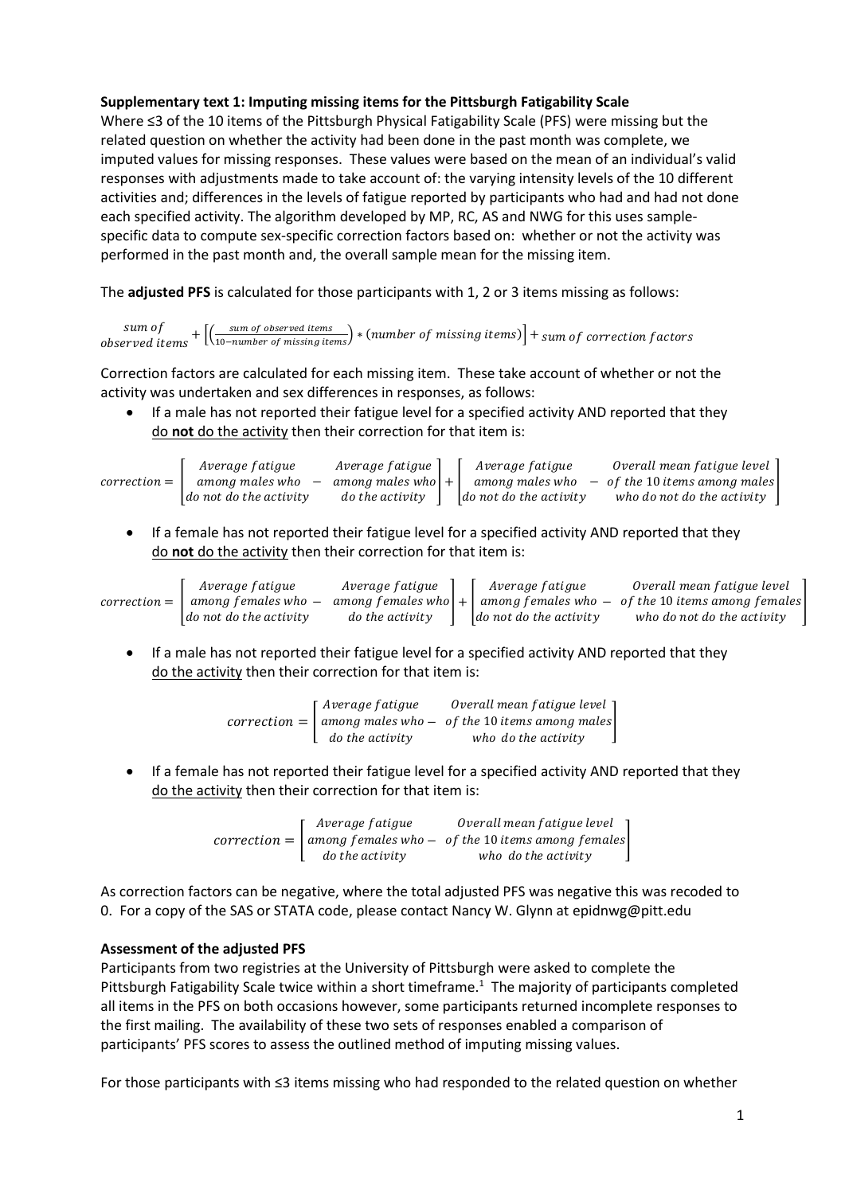**Supplementary text 1: Imputing missing items for the Pittsburgh Fatigability Scale**

Where ≤3 of the 10 items of the Pittsburgh Physical Fatigability Scale (PFS) were missing but the related question on whether the activity had been done in the past month was complete, we imputed values for missing responses. These values were based on the mean of an individual's valid responses with adjustments made to take account of: the varying intensity levels of the 10 different activities and; differences in the levels of fatigue reported by participants who had and had not done each specified activity. The algorithm developed by MP, RC, AS and NWG for this uses sample-specific data to compute sex-specific correction factors based on: whether or not the activity was performed in the past month and, the overall sample mean for the missing item.

The **adjusted PFS** is calculated for those participants with 1, 2 or 3 items missing as follows:

$$\text{sum of observed items} + \left[\left(\frac{\text{sum of observed items}}{10 - \text{number of missing items}}\right) * (\text{number of missing items})\right] + \text{sum of correction factors}$$

Correction factors are calculated for each missing item. These take account of whether or not the activity was undertaken and sex differences in responses, as follows:

- If a male has not reported their fatigue level for a specified activity AND reported that they do **not** do the activity then their correction for that item is:

$$correction = \begin{bmatrix} \text{Average fatigue} & & \text{Average fatigue} \\ \text{among males who} & - & \text{among males who} \\ \text{do not do the activity} & & \text{do the activity} \end{bmatrix} + \begin{bmatrix} \text{Average fatigue} & & \text{Overall mean fatigue level} \\ \text{among males who} & - & \text{of the 10 items among males} \\ \text{do not do the activity} & & \text{who do not do the activity} \end{bmatrix}$$

- If a female has not reported their fatigue level for a specified activity AND reported that they do **not** do the activity then their correction for that item is:

$$correction = \begin{bmatrix} \text{Average fatigue} & & \text{Average fatigue} \\ \text{among females who} & - & \text{among females who} \\ \text{do not do the activity} & & \text{do the activity} \end{bmatrix} + \begin{bmatrix} \text{Average fatigue} & & \text{Overall mean fatigue level} \\ \text{among females who} & - & \text{of the 10 items among females} \\ \text{do not do the activity} & & \text{who do not do the activity} \end{bmatrix}$$

- If a male has not reported their fatigue level for a specified activity AND reported that they do the activity then their correction for that item is:

$$correction = \begin{bmatrix} \text{Average fatigue} & & \text{Overall mean fatigue level} \\ \text{among males who} & - & \text{of the 10 items among males} \\ \text{do the activity} & & \text{who do the activity} \end{bmatrix}$$

- If a female has not reported their fatigue level for a specified activity AND reported that they do the activity then their correction for that item is:

$$correction = \begin{bmatrix} \text{Average fatigue} & & \text{Overall mean fatigue level} \\ \text{among females who} & - & \text{of the 10 items among females} \\ \text{do the activity} & & \text{who do the activity} \end{bmatrix}$$

As correction factors can be negative, where the total adjusted PFS was negative this was recoded to 0. For a copy of the SAS or STATA code, please contact Nancy W. Glynn at epidnwg@pitt.edu

**Assessment of the adjusted PFS**

Participants from two registries at the University of Pittsburgh were asked to complete the Pittsburgh Fatigability Scale twice within a short timeframe.[1] The majority of participants completed all items in the PFS on both occasions however, some participants returned incomplete responses to the first mailing. The availability of these two sets of responses enabled a comparison of participants' PFS scores to assess the outlined method of imputing missing values.

For those participants with ≤3 items missing who had responded to the related question on whether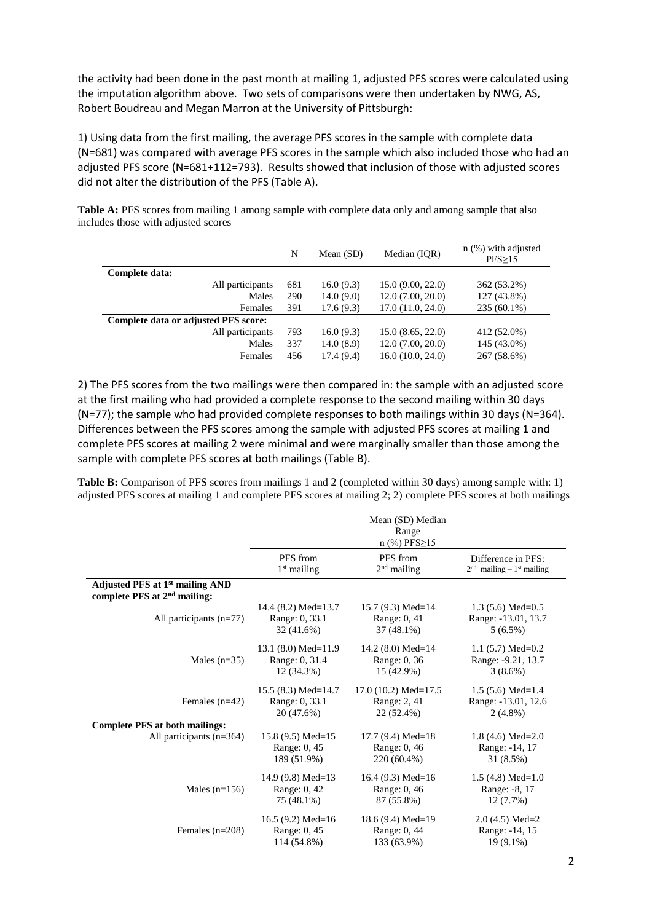the activity had been done in the past month at mailing 1, adjusted PFS scores were calculated using the imputation algorithm above. Two sets of comparisons were then undertaken by NWG, AS, Robert Boudreau and Megan Marron at the University of Pittsburgh:

1) Using data from the first mailing, the average PFS scores in the sample with complete data (N=681) was compared with average PFS scores in the sample which also included those who had an adjusted PFS score (N=681+112=793). Results showed that inclusion of those with adjusted scores did not alter the distribution of the PFS (Table A).

**Table A:** PFS scores from mailing 1 among sample with complete data only and among sample that also includes those with adjusted scores

| | N | Mean (SD) | Median (IQR) | n (%) with adjusted PFS≥15 |
|---|---|---|---|---|
| **Complete data:** | | | | |
| All participants | 681 | 16.0 (9.3) | 15.0 (9.00, 22.0) | 362 (53.2%) |
| Males | 290 | 14.0 (9.0) | 12.0 (7.00, 20.0) | 127 (43.8%) |
| Females | 391 | 17.6 (9.3) | 17.0 (11.0, 24.0) | 235 (60.1%) |
| **Complete data or adjusted PFS score:** | | | | |
| All participants | 793 | 16.0 (9.3) | 15.0 (8.65, 22.0) | 412 (52.0%) |
| Males | 337 | 14.0 (8.9) | 12.0 (7.00, 20.0) | 145 (43.0%) |
| Females | 456 | 17.4 (9.4) | 16.0 (10.0, 24.0) | 267 (58.6%) |

2) The PFS scores from the two mailings were then compared in: the sample with an adjusted score at the first mailing who had provided a complete response to the second mailing within 30 days (N=77); the sample who had provided complete responses to both mailings within 30 days (N=364). Differences between the PFS scores among the sample with adjusted PFS scores at mailing 1 and complete PFS scores at mailing 2 were minimal and were marginally smaller than those among the sample with complete PFS scores at both mailings (Table B).

**Table B:** Comparison of PFS scores from mailings 1 and 2 (completed within 30 days) among sample with: 1) adjusted PFS scores at mailing 1 and complete PFS scores at mailing 2; 2) complete PFS scores at both mailings

| | Mean (SD) Median<br>Range<br>n (%) PFS≥15 | | |
|---|---|---|---|
| | PFS from 1st mailing | PFS from 2nd mailing | Difference in PFS: 2nd mailing – 1st mailing |
| **Adjusted PFS at 1st mailing AND complete PFS at 2nd mailing:** | | | |
| All participants (n=77) | 14.4 (8.2) Med=13.7<br>Range: 0, 33.1<br>32 (41.6%) | 15.7 (9.3) Med=14<br>Range: 0, 41<br>37 (48.1%) | 1.3 (5.6) Med=0.5<br>Range: -13.01, 13.7<br>5 (6.5%) |
| Males (n=35) | 13.1 (8.0) Med=11.9<br>Range: 0, 31.4<br>12 (34.3%) | 14.2 (8.0) Med=14<br>Range: 0, 36<br>15 (42.9%) | 1.1 (5.7) Med=0.2<br>Range: -9.21, 13.7<br>3 (8.6%) |
| Females (n=42) | 15.5 (8.3) Med=14.7<br>Range: 0, 33.1<br>20 (47.6%) | 17.0 (10.2) Med=17.5<br>Range: 2, 41<br>22 (52.4%) | 1.5 (5.6) Med=1.4<br>Range: -13.01, 12.6<br>2 (4.8%) |
| **Complete PFS at both mailings:** | | | |
| All participants (n=364) | 15.8 (9.5) Med=15<br>Range: 0, 45<br>189 (51.9%) | 17.7 (9.4) Med=18<br>Range: 0, 46<br>220 (60.4%) | 1.8 (4.6) Med=2.0<br>Range: -14, 17<br>31 (8.5%) |
| Males (n=156) | 14.9 (9.8) Med=13<br>Range: 0, 42<br>75 (48.1%) | 16.4 (9.3) Med=16<br>Range: 0, 46<br>87 (55.8%) | 1.5 (4.8) Med=1.0<br>Range: -8, 17<br>12 (7.7%) |
| Females (n=208) | 16.5 (9.2) Med=16<br>Range: 0, 45<br>114 (54.8%) | 18.6 (9.4) Med=19<br>Range: 0, 44<br>133 (63.9%) | 2.0 (4.5) Med=2<br>Range: -14, 15<br>19 (9.1%) |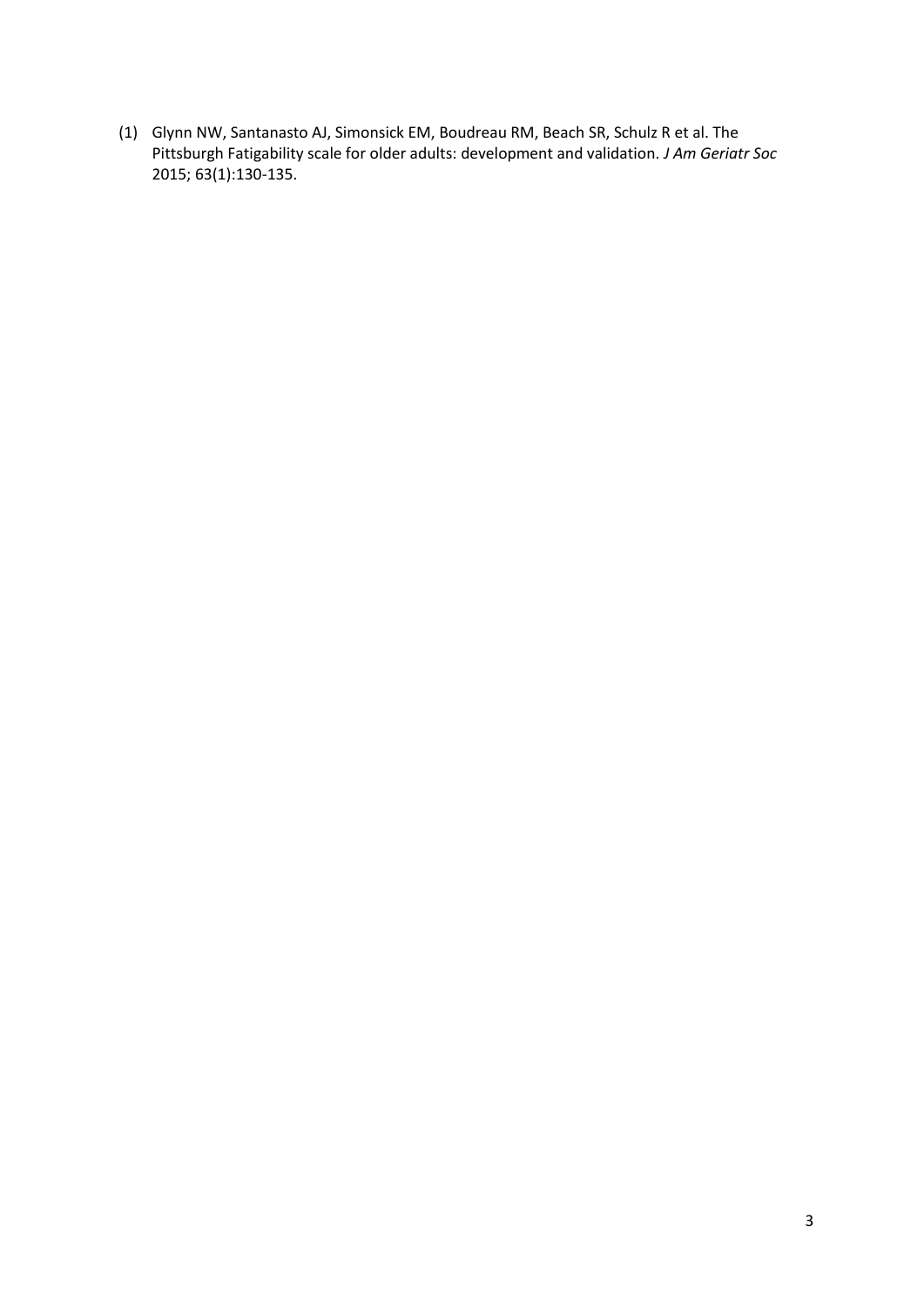(1) Glynn NW, Santanasto AJ, Simonsick EM, Boudreau RM, Beach SR, Schulz R et al. The Pittsburgh Fatigability scale for older adults: development and validation. *J Am Geriatr Soc* 2015; 63(1):130-135.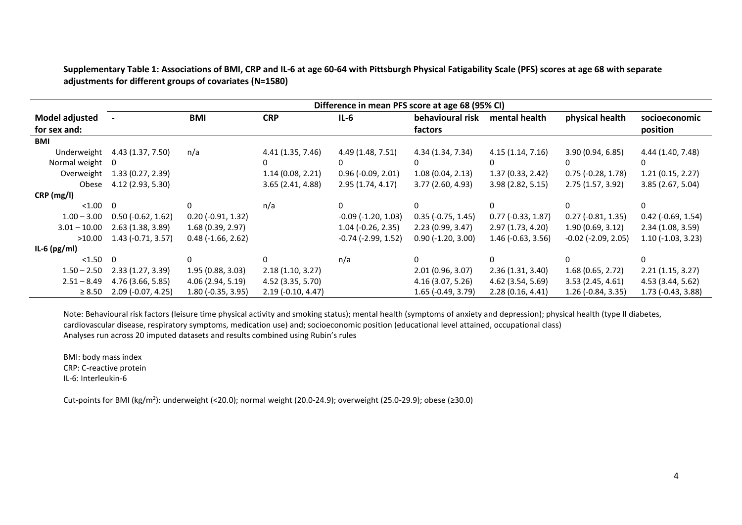**Supplementary Table 1: Associations of BMI, CRP and IL-6 at age 60-64 with Pittsburgh Physical Fatigability Scale (PFS) scores at age 68 with separate adjustments for different groups of covariates (N=1580)**

| | Difference in mean PFS score at age 68 (95% CI) | | | | | | | |
|---|---|---|---|---|---|---|---|---|
| **Model adjusted for sex and:** | **-** | **BMI** | **CRP** | **IL-6** | **behavioural risk factors** | **mental health** | **physical health** | **socioeconomic position** |
| **BMI** | | | | | | | | |
| Underweight | 4.43 (1.37, 7.50) | n/a | 4.41 (1.35, 7.46) | 4.49 (1.48, 7.51) | 4.34 (1.34, 7.34) | 4.15 (1.14, 7.16) | 3.90 (0.94, 6.85) | 4.44 (1.40, 7.48) |
| Normal weight | 0 | | 0 | 0 | 0 | 0 | 0 | 0 |
| Overweight | 1.33 (0.27, 2.39) | | 1.14 (0.08, 2.21) | 0.96 (-0.09, 2.01) | 1.08 (0.04, 2.13) | 1.37 (0.33, 2.42) | 0.75 (-0.28, 1.78) | 1.21 (0.15, 2.27) |
| Obese | 4.12 (2.93, 5.30) | | 3.65 (2.41, 4.88) | 2.95 (1.74, 4.17) | 3.77 (2.60, 4.93) | 3.98 (2.82, 5.15) | 2.75 (1.57, 3.92) | 3.85 (2.67, 5.04) |
| **CRP (mg/l)** | | | | | | | | |
| <1.00 | 0 | 0 | n/a | 0 | 0 | 0 | 0 | 0 |
| 1.00 – 3.00 | 0.50 (-0.62, 1.62) | 0.20 (-0.91, 1.32) | | -0.09 (-1.20, 1.03) | 0.35 (-0.75, 1.45) | 0.77 (-0.33, 1.87) | 0.27 (-0.81, 1.35) | 0.42 (-0.69, 1.54) |
| 3.01 – 10.00 | 2.63 (1.38, 3.89) | 1.68 (0.39, 2.97) | | 1.04 (-0.26, 2.35) | 2.23 (0.99, 3.47) | 2.97 (1.73, 4.20) | 1.90 (0.69, 3.12) | 2.34 (1.08, 3.59) |
| >10.00 | 1.43 (-0.71, 3.57) | 0.48 (-1.66, 2.62) | | -0.74 (-2.99, 1.52) | 0.90 (-1.20, 3.00) | 1.46 (-0.63, 3.56) | -0.02 (-2.09, 2.05) | 1.10 (-1.03, 3.23) |
| **IL-6 (pg/ml)** | | | | | | | | |
| <1.50 | 0 | 0 | 0 | n/a | 0 | 0 | 0 | 0 |
| 1.50 – 2.50 | 2.33 (1.27, 3.39) | 1.95 (0.88, 3.03) | 2.18 (1.10, 3.27) | | 2.01 (0.96, 3.07) | 2.36 (1.31, 3.40) | 1.68 (0.65, 2.72) | 2.21 (1.15, 3.27) |
| 2.51 – 8.49 | 4.76 (3.66, 5.85) | 4.06 (2.94, 5.19) | 4.52 (3.35, 5.70) | | 4.16 (3.07, 5.26) | 4.62 (3.54, 5.69) | 3.53 (2.45, 4.61) | 4.53 (3.44, 5.62) |
| ≥ 8.50 | 2.09 (-0.07, 4.25) | 1.80 (-0.35, 3.95) | 2.19 (-0.10, 4.47) | | 1.65 (-0.49, 3.79) | 2.28 (0.16, 4.41) | 1.26 (-0.84, 3.35) | 1.73 (-0.43, 3.88) |

Note: Behavioural risk factors (leisure time physical activity and smoking status); mental health (symptoms of anxiety and depression); physical health (type II diabetes, cardiovascular disease, respiratory symptoms, medication use) and; socioeconomic position (educational level attained, occupational class)
Analyses run across 20 imputed datasets and results combined using Rubin's rules

BMI: body mass index
CRP: C-reactive protein
IL-6: Interleukin-6

Cut-points for BMI (kg/m$^2$): underweight (<20.0); normal weight (20.0-24.9); overweight (25.0-29.9); obese (≥30.0)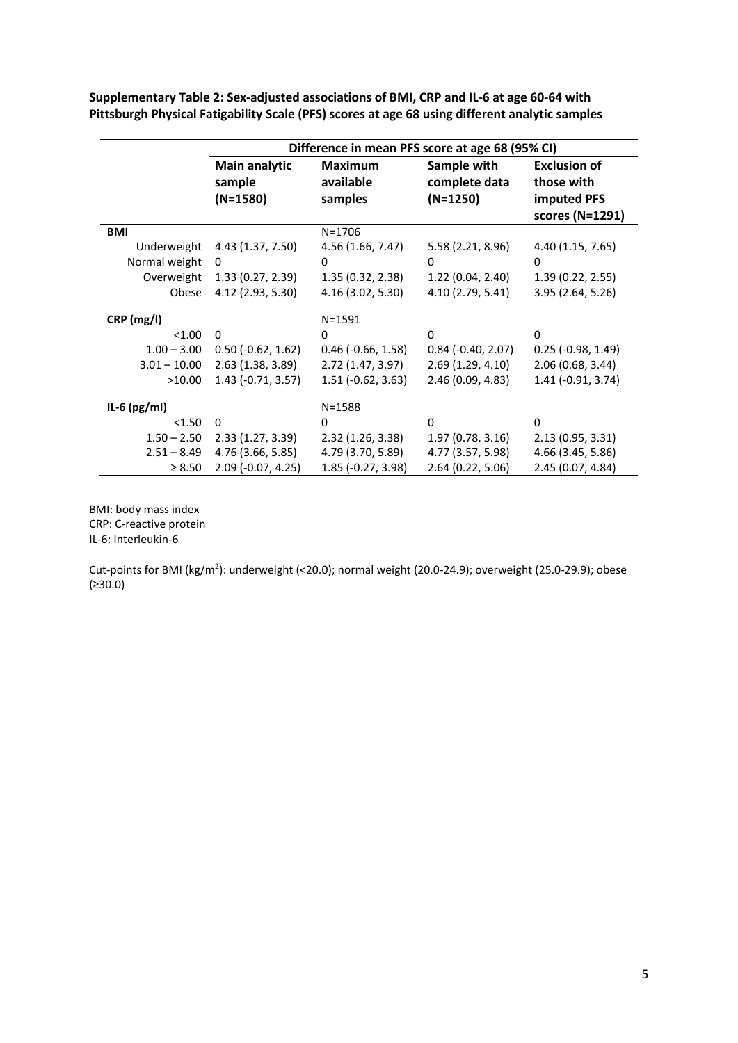**Supplementary Table 2: Sex-adjusted associations of BMI, CRP and IL-6 at age 60-64 with Pittsburgh Physical Fatigability Scale (PFS) scores at age 68 using different analytic samples**

| | Difference in mean PFS score at age 68 (95% CI) | | | |
|---|---|---|---|---|
| | **Main analytic sample (N=1580)** | **Maximum available samples** | **Sample with complete data (N=1250)** | **Exclusion of those with imputed PFS scores (N=1291)** |
| **BMI** | | N=1706 | | |
| Underweight | 4.43 (1.37, 7.50) | 4.56 (1.66, 7.47) | 5.58 (2.21, 8.96) | 4.40 (1.15, 7.65) |
| Normal weight | 0 | 0 | 0 | 0 |
| Overweight | 1.33 (0.27, 2.39) | 1.35 (0.32, 2.38) | 1.22 (0.04, 2.40) | 1.39 (0.22, 2.55) |
| Obese | 4.12 (2.93, 5.30) | 4.16 (3.02, 5.30) | 4.10 (2.79, 5.41) | 3.95 (2.64, 5.26) |
| **CRP (mg/l)** | | N=1591 | | |
| <1.00 | 0 | 0 | 0 | 0 |
| 1.00 – 3.00 | 0.50 (-0.62, 1.62) | 0.46 (-0.66, 1.58) | 0.84 (-0.40, 2.07) | 0.25 (-0.98, 1.49) |
| 3.01 – 10.00 | 2.63 (1.38, 3.89) | 2.72 (1.47, 3.97) | 2.69 (1.29, 4.10) | 2.06 (0.68, 3.44) |
| >10.00 | 1.43 (-0.71, 3.57) | 1.51 (-0.62, 3.63) | 2.46 (0.09, 4.83) | 1.41 (-0.91, 3.74) |
| **IL-6 (pg/ml)** | | N=1588 | | |
| <1.50 | 0 | 0 | 0 | 0 |
| 1.50 – 2.50 | 2.33 (1.27, 3.39) | 2.32 (1.26, 3.38) | 1.97 (0.78, 3.16) | 2.13 (0.95, 3.31) |
| 2.51 – 8.49 | 4.76 (3.66, 5.85) | 4.79 (3.70, 5.89) | 4.77 (3.57, 5.98) | 4.66 (3.45, 5.86) |
| ≥ 8.50 | 2.09 (-0.07, 4.25) | 1.85 (-0.27, 3.98) | 2.64 (0.22, 5.06) | 2.45 (0.07, 4.84) |

BMI: body mass index
CRP: C-reactive protein
IL-6: Interleukin-6

Cut-points for BMI (kg/m$^2$): underweight (<20.0); normal weight (20.0-24.9); overweight (25.0-29.9); obese (≥30.0)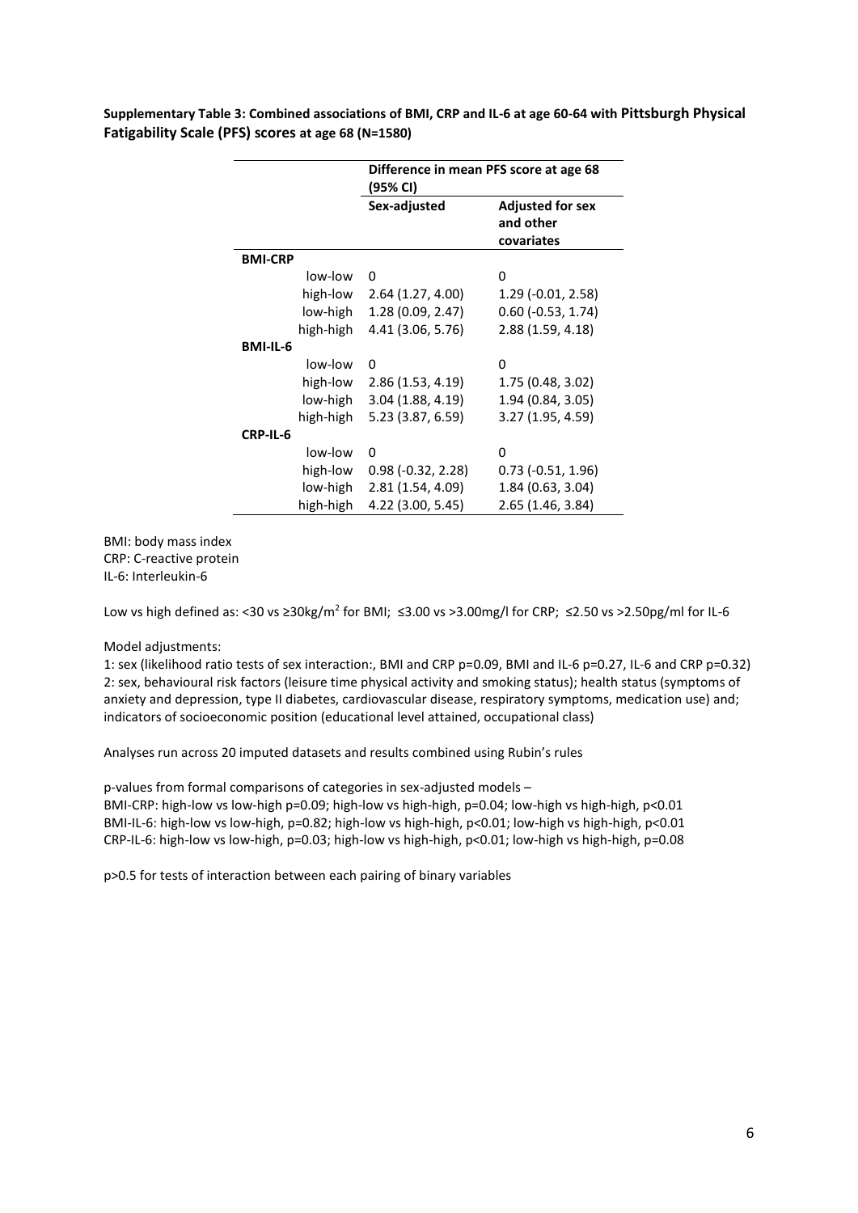**Supplementary Table 3: Combined associations of BMI, CRP and IL-6 at age 60-64 with Pittsburgh Physical Fatigability Scale (PFS) scores at age 68 (N=1580)**

| | Difference in mean PFS score at age 68 (95% CI) | |
|---|---|---|
| | **Sex-adjusted** | **Adjusted for sex and other covariates** |
| **BMI-CRP** | | |
| low-low | 0 | 0 |
| high-low | 2.64 (1.27, 4.00) | 1.29 (-0.01, 2.58) |
| low-high | 1.28 (0.09, 2.47) | 0.60 (-0.53, 1.74) |
| high-high | 4.41 (3.06, 5.76) | 2.88 (1.59, 4.18) |
| **BMI-IL-6** | | |
| low-low | 0 | 0 |
| high-low | 2.86 (1.53, 4.19) | 1.75 (0.48, 3.02) |
| low-high | 3.04 (1.88, 4.19) | 1.94 (0.84, 3.05) |
| high-high | 5.23 (3.87, 6.59) | 3.27 (1.95, 4.59) |
| **CRP-IL-6** | | |
| low-low | 0 | 0 |
| high-low | 0.98 (-0.32, 2.28) | 0.73 (-0.51, 1.96) |
| low-high | 2.81 (1.54, 4.09) | 1.84 (0.63, 3.04) |
| high-high | 4.22 (3.00, 5.45) | 2.65 (1.46, 3.84) |

BMI: body mass index
CRP: C-reactive protein
IL-6: Interleukin-6

Low vs high defined as: <30 vs ≥30kg/m$^2$ for BMI; ≤3.00 vs >3.00mg/l for CRP; ≤2.50 vs >2.50pg/ml for IL-6

Model adjustments:
1: sex (likelihood ratio tests of sex interaction:, BMI and CRP p=0.09, BMI and IL-6 p=0.27, IL-6 and CRP p=0.32)
2: sex, behavioural risk factors (leisure time physical activity and smoking status); health status (symptoms of anxiety and depression, type II diabetes, cardiovascular disease, respiratory symptoms, medication use) and; indicators of socioeconomic position (educational level attained, occupational class)

Analyses run across 20 imputed datasets and results combined using Rubin's rules

p-values from formal comparisons of categories in sex-adjusted models –
BMI-CRP: high-low vs low-high p=0.09; high-low vs high-high, p=0.04; low-high vs high-high, p<0.01
BMI-IL-6: high-low vs low-high, p=0.82; high-low vs high-high, p<0.01; low-high vs high-high, p<0.01
CRP-IL-6: high-low vs low-high, p=0.03; high-low vs high-high, p<0.01; low-high vs high-high, p=0.08

p>0.5 for tests of interaction between each pairing of binary variables